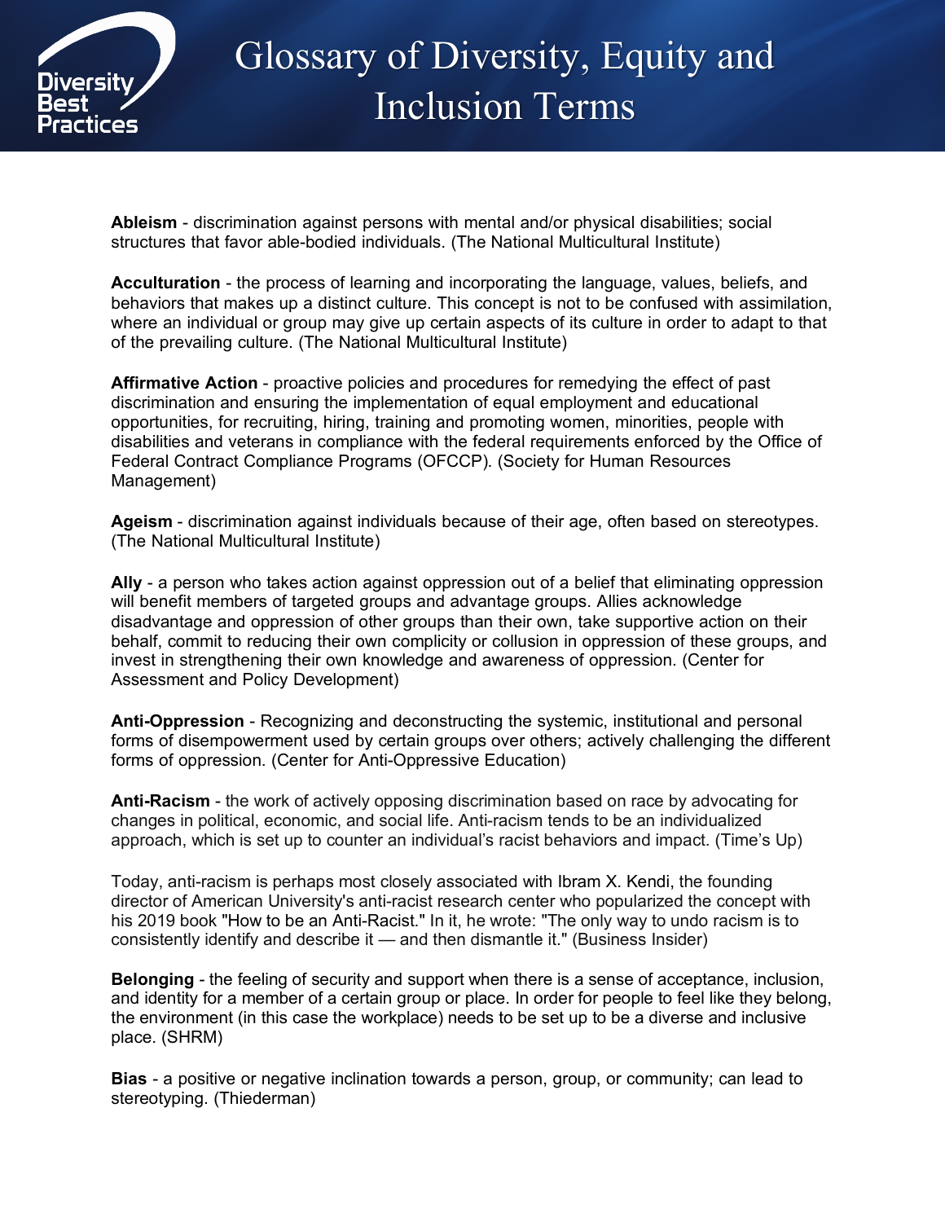# Glossary of Diversity, Equity and Inclusion Terms

**Ableism** - discrimination against persons with mental and/or physical disabilities; social structures that favor able-bodied individuals. (The National Multicultural Institute)

**Acculturation** - the process of learning and incorporating the language, values, beliefs, and behaviors that makes up a distinct culture. This concept is not to be confused with assimilation, where an individual or group may give up certain aspects of its culture in order to adapt to that of the prevailing culture. (The National Multicultural Institute)

**Affirmative Action** - proactive policies and procedures for remedying the effect of past discrimination and ensuring the implementation of equal employment and educational opportunities, for recruiting, hiring, training and promoting women, minorities, people with disabilities and veterans in compliance with the federal requirements enforced by the Office of Federal Contract Compliance Programs (OFCCP). (Society for Human Resources Management)

**Ageism** - discrimination against individuals because of their age, often based on stereotypes. (The National Multicultural Institute)

**Ally** - a person who takes action against oppression out of a belief that eliminating oppression will benefit members of targeted groups and advantage groups. Allies acknowledge disadvantage and oppression of other groups than their own, take supportive action on their behalf, commit to reducing their own complicity or collusion in oppression of these groups, and invest in strengthening their own knowledge and awareness of oppression. (Center for Assessment and Policy Development)

**Anti-Oppression** - Recognizing and deconstructing the systemic, institutional and personal forms of disempowerment used by certain groups over others; actively challenging the different forms of oppression. (Center for Anti-Oppressive Education)

**Anti-Racism** - the work of actively opposing discrimination based on race by advocating for changes in political, economic, and social life. Anti-racism tends to be an individualized approach, which is set up to counter an individual's racist behaviors and impact. (Time's Up)

Today, anti-racism is perhaps most closely associated with Ibram X. Kendi, the founding director of American University's anti-racist research center who popularized the concept with his 2019 book "How to be an Anti-Racist." In it, he wrote: "The only way to undo racism is to consistently identify and describe it — and then dismantle it." (Business Insider)

**Belonging** - the feeling of security and support when there is a sense of acceptance, inclusion, and identity for a member of a certain group or place. In order for people to feel like they belong, the environment (in this case the workplace) needs to be set up to be a diverse and inclusive place. (SHRM)

**Bias** - a positive or negative inclination towards a person, group, or community; can lead to stereotyping. (Thiederman)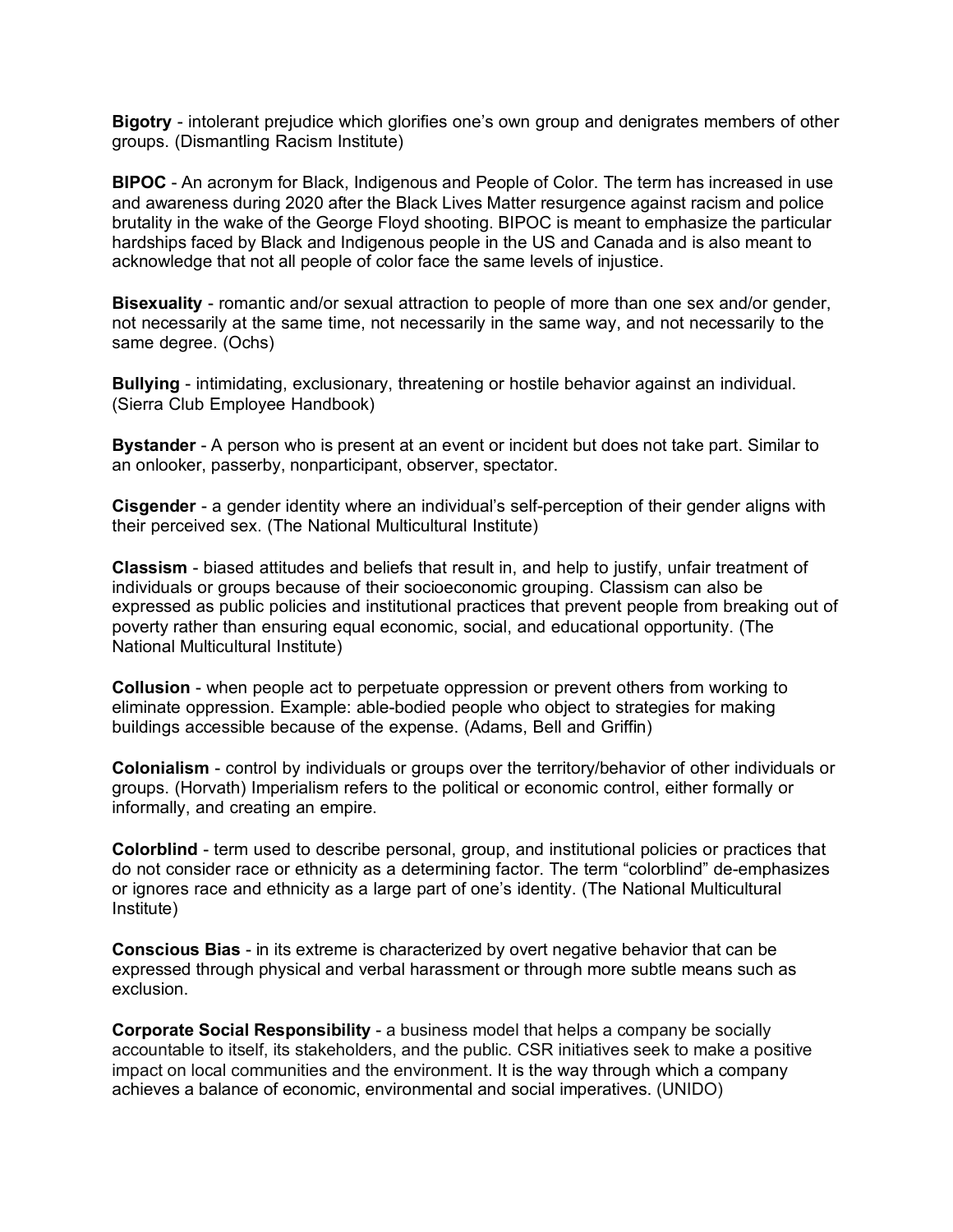**Bigotry** - intolerant prejudice which glorifies one's own group and denigrates members of other groups. (Dismantling Racism Institute)

**BIPOC** - An acronym for Black, Indigenous and People of Color. The term has increased in use and awareness during 2020 after the Black Lives Matter resurgence against racism and police brutality in the wake of the George Floyd shooting. BIPOC is meant to emphasize the particular hardships faced by Black and Indigenous people in the US and Canada and is also meant to acknowledge that not all people of color face the same levels of injustice.

**Bisexuality** - romantic and/or sexual attraction to people of more than one sex and/or gender, not necessarily at the same time, not necessarily in the same way, and not necessarily to the same degree. (Ochs)

**Bullying** - intimidating, exclusionary, threatening or hostile behavior against an individual. (Sierra Club Employee Handbook)

**Bystander** - A person who is present at an event or incident but does not take part. Similar to an onlooker, passerby, nonparticipant, observer, spectator.

**Cisgender** - a gender identity where an individual's self-perception of their gender aligns with their perceived sex. (The National Multicultural Institute)

**Classism** - biased attitudes and beliefs that result in, and help to justify, unfair treatment of individuals or groups because of their socioeconomic grouping. Classism can also be expressed as public policies and institutional practices that prevent people from breaking out of poverty rather than ensuring equal economic, social, and educational opportunity. (The National Multicultural Institute)

**Collusion** - when people act to perpetuate oppression or prevent others from working to eliminate oppression. Example: able-bodied people who object to strategies for making buildings accessible because of the expense. (Adams, Bell and Griffin)

**Colonialism** - control by individuals or groups over the territory/behavior of other individuals or groups. (Horvath) Imperialism refers to the political or economic control, either formally or informally, and creating an empire.

**Colorblind** - term used to describe personal, group, and institutional policies or practices that do not consider race or ethnicity as a determining factor. The term "colorblind" de-emphasizes or ignores race and ethnicity as a large part of one's identity. (The National Multicultural Institute)

**Conscious Bias** - in its extreme is characterized by overt negative behavior that can be expressed through physical and verbal harassment or through more subtle means such as exclusion.

**Corporate Social Responsibility** - a business model that helps a company be socially accountable to itself, its stakeholders, and the public. CSR initiatives seek to make a positive impact on local communities and the environment. It is the way through which a company achieves a balance of economic, environmental and social imperatives. (UNIDO)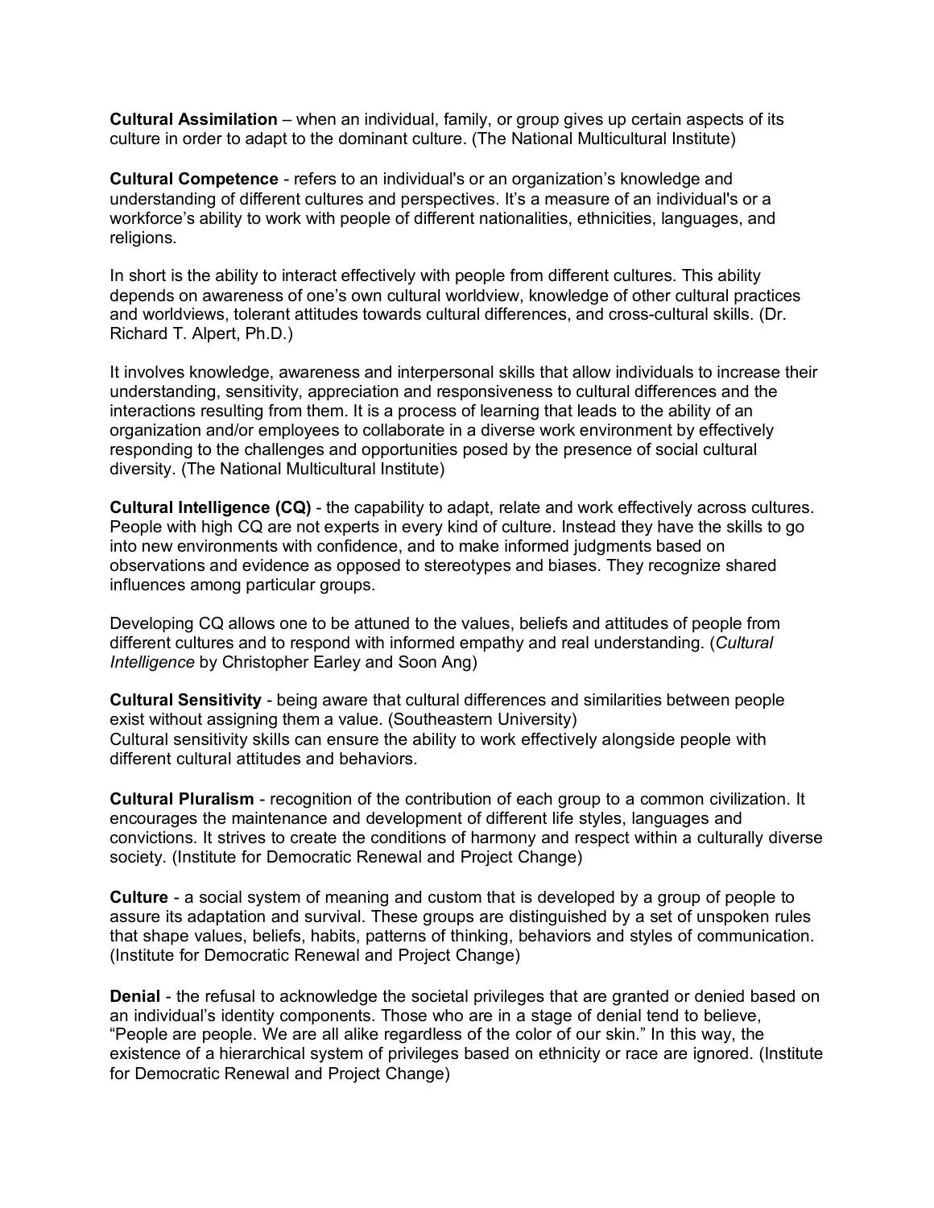**Cultural Assimilation** – when an individual, family, or group gives up certain aspects of its culture in order to adapt to the dominant culture. (The National Multicultural Institute)

**Cultural Competence** - refers to an individual's or an organization's knowledge and understanding of different cultures and perspectives. It's a measure of an individual's or a workforce's ability to work with people of different nationalities, ethnicities, languages, and religions.

In short is the ability to interact effectively with people from different cultures. This ability depends on awareness of one's own cultural worldview, knowledge of other cultural practices and worldviews, tolerant attitudes towards cultural differences, and cross-cultural skills. (Dr. Richard T. Alpert, Ph.D.)

It involves knowledge, awareness and interpersonal skills that allow individuals to increase their understanding, sensitivity, appreciation and responsiveness to cultural differences and the interactions resulting from them. It is a process of learning that leads to the ability of an organization and/or employees to collaborate in a diverse work environment by effectively responding to the challenges and opportunities posed by the presence of social cultural diversity. (The National Multicultural Institute)

**Cultural Intelligence (CQ)** - the capability to adapt, relate and work effectively across cultures. People with high CQ are not experts in every kind of culture. Instead they have the skills to go into new environments with confidence, and to make informed judgments based on observations and evidence as opposed to stereotypes and biases. They recognize shared influences among particular groups.

Developing CQ allows one to be attuned to the values, beliefs and attitudes of people from different cultures and to respond with informed empathy and real understanding. (*Cultural Intelligence* by Christopher Earley and Soon Ang)

**Cultural Sensitivity** - being aware that cultural differences and similarities between people exist without assigning them a value. (Southeastern University)
Cultural sensitivity skills can ensure the ability to work effectively alongside people with different cultural attitudes and behaviors.

**Cultural Pluralism** - recognition of the contribution of each group to a common civilization. It encourages the maintenance and development of different life styles, languages and convictions. It strives to create the conditions of harmony and respect within a culturally diverse society. (Institute for Democratic Renewal and Project Change)

**Culture** - a social system of meaning and custom that is developed by a group of people to assure its adaptation and survival. These groups are distinguished by a set of unspoken rules that shape values, beliefs, habits, patterns of thinking, behaviors and styles of communication. (Institute for Democratic Renewal and Project Change)

**Denial** - the refusal to acknowledge the societal privileges that are granted or denied based on an individual's identity components. Those who are in a stage of denial tend to believe, "People are people. We are all alike regardless of the color of our skin." In this way, the existence of a hierarchical system of privileges based on ethnicity or race are ignored. (Institute for Democratic Renewal and Project Change)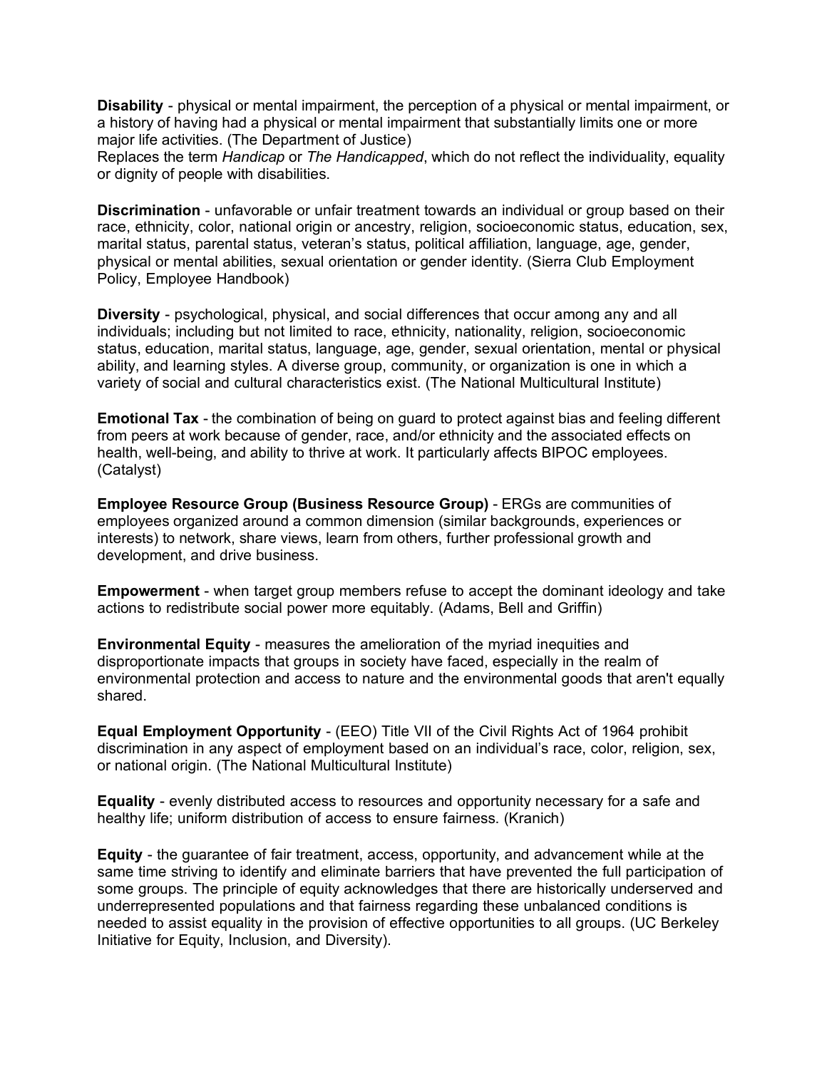**Disability** - physical or mental impairment, the perception of a physical or mental impairment, or a history of having had a physical or mental impairment that substantially limits one or more major life activities. (The Department of Justice)
Replaces the term *Handicap* or *The Handicapped*, which do not reflect the individuality, equality or dignity of people with disabilities.

**Discrimination** - unfavorable or unfair treatment towards an individual or group based on their race, ethnicity, color, national origin or ancestry, religion, socioeconomic status, education, sex, marital status, parental status, veteran's status, political affiliation, language, age, gender, physical or mental abilities, sexual orientation or gender identity. (Sierra Club Employment Policy, Employee Handbook)

**Diversity** - psychological, physical, and social differences that occur among any and all individuals; including but not limited to race, ethnicity, nationality, religion, socioeconomic status, education, marital status, language, age, gender, sexual orientation, mental or physical ability, and learning styles. A diverse group, community, or organization is one in which a variety of social and cultural characteristics exist. (The National Multicultural Institute)

**Emotional Tax** - the combination of being on guard to protect against bias and feeling different from peers at work because of gender, race, and/or ethnicity and the associated effects on health, well-being, and ability to thrive at work. It particularly affects BIPOC employees. (Catalyst)

**Employee Resource Group (Business Resource Group)** - ERGs are communities of employees organized around a common dimension (similar backgrounds, experiences or interests) to network, share views, learn from others, further professional growth and development, and drive business.

**Empowerment** - when target group members refuse to accept the dominant ideology and take actions to redistribute social power more equitably. (Adams, Bell and Griffin)

**Environmental Equity** - measures the amelioration of the myriad inequities and disproportionate impacts that groups in society have faced, especially in the realm of environmental protection and access to nature and the environmental goods that aren't equally shared.

**Equal Employment Opportunity** - (EEO) Title VII of the Civil Rights Act of 1964 prohibit discrimination in any aspect of employment based on an individual's race, color, religion, sex, or national origin. (The National Multicultural Institute)

**Equality** - evenly distributed access to resources and opportunity necessary for a safe and healthy life; uniform distribution of access to ensure fairness. (Kranich)

**Equity** - the guarantee of fair treatment, access, opportunity, and advancement while at the same time striving to identify and eliminate barriers that have prevented the full participation of some groups. The principle of equity acknowledges that there are historically underserved and underrepresented populations and that fairness regarding these unbalanced conditions is needed to assist equality in the provision of effective opportunities to all groups. (UC Berkeley Initiative for Equity, Inclusion, and Diversity).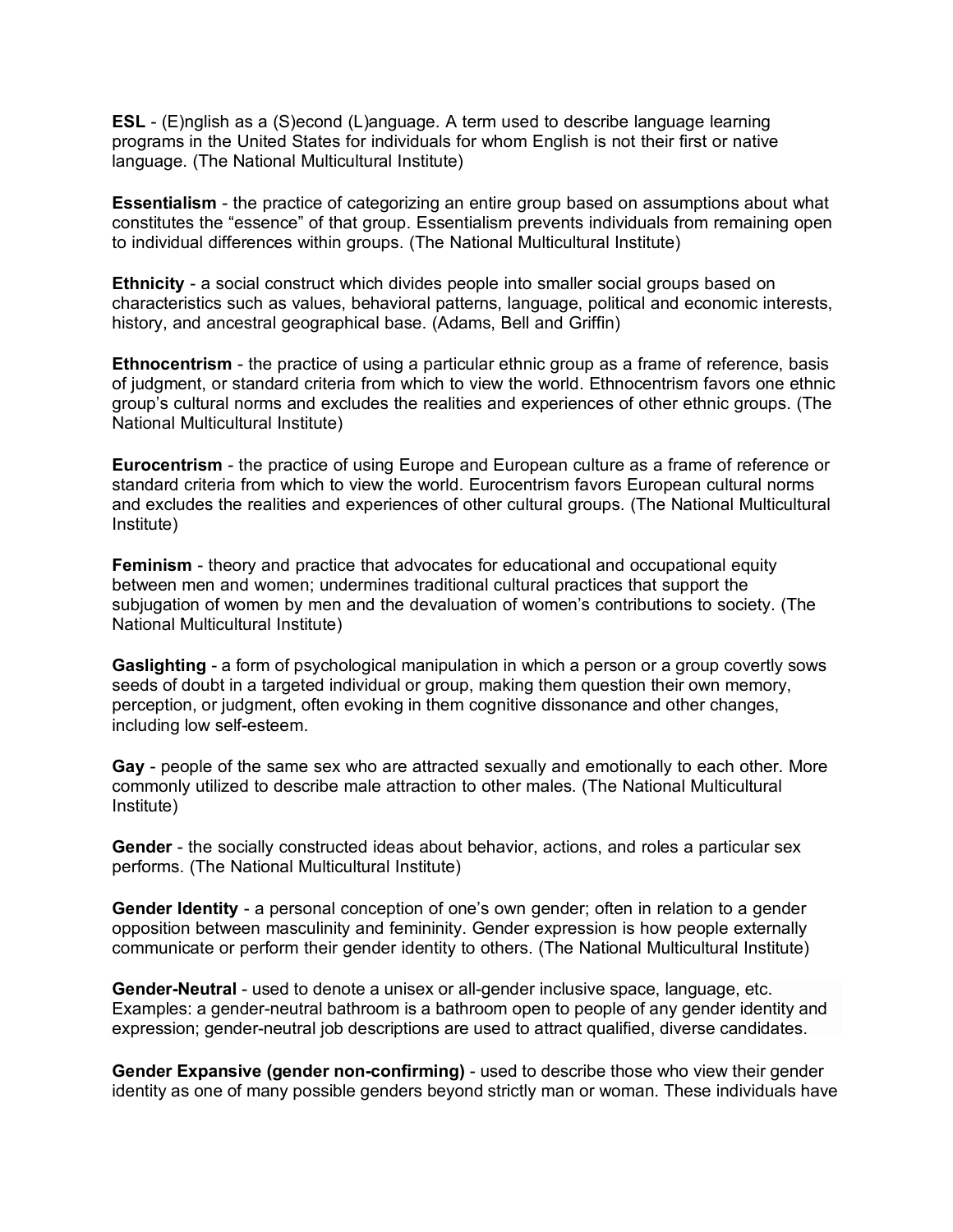**ESL** - (E)nglish as a (S)econd (L)anguage. A term used to describe language learning programs in the United States for individuals for whom English is not their first or native language. (The National Multicultural Institute)

**Essentialism** - the practice of categorizing an entire group based on assumptions about what constitutes the "essence" of that group. Essentialism prevents individuals from remaining open to individual differences within groups. (The National Multicultural Institute)

**Ethnicity** - a social construct which divides people into smaller social groups based on characteristics such as values, behavioral patterns, language, political and economic interests, history, and ancestral geographical base. (Adams, Bell and Griffin)

**Ethnocentrism** - the practice of using a particular ethnic group as a frame of reference, basis of judgment, or standard criteria from which to view the world. Ethnocentrism favors one ethnic group's cultural norms and excludes the realities and experiences of other ethnic groups. (The National Multicultural Institute)

**Eurocentrism** - the practice of using Europe and European culture as a frame of reference or standard criteria from which to view the world. Eurocentrism favors European cultural norms and excludes the realities and experiences of other cultural groups. (The National Multicultural Institute)

**Feminism** - theory and practice that advocates for educational and occupational equity between men and women; undermines traditional cultural practices that support the subjugation of women by men and the devaluation of women's contributions to society. (The National Multicultural Institute)

**Gaslighting** - a form of psychological manipulation in which a person or a group covertly sows seeds of doubt in a targeted individual or group, making them question their own memory, perception, or judgment, often evoking in them cognitive dissonance and other changes, including low self-esteem.

**Gay** - people of the same sex who are attracted sexually and emotionally to each other. More commonly utilized to describe male attraction to other males. (The National Multicultural Institute)

**Gender** - the socially constructed ideas about behavior, actions, and roles a particular sex performs. (The National Multicultural Institute)

**Gender Identity** - a personal conception of one's own gender; often in relation to a gender opposition between masculinity and femininity. Gender expression is how people externally communicate or perform their gender identity to others. (The National Multicultural Institute)

**Gender-Neutral** - used to denote a unisex or all-gender inclusive space, language, etc. Examples: a gender-neutral bathroom is a bathroom open to people of any gender identity and expression; gender-neutral job descriptions are used to attract qualified, diverse candidates.

**Gender Expansive (gender non-confirming)** - used to describe those who view their gender identity as one of many possible genders beyond strictly man or woman. These individuals have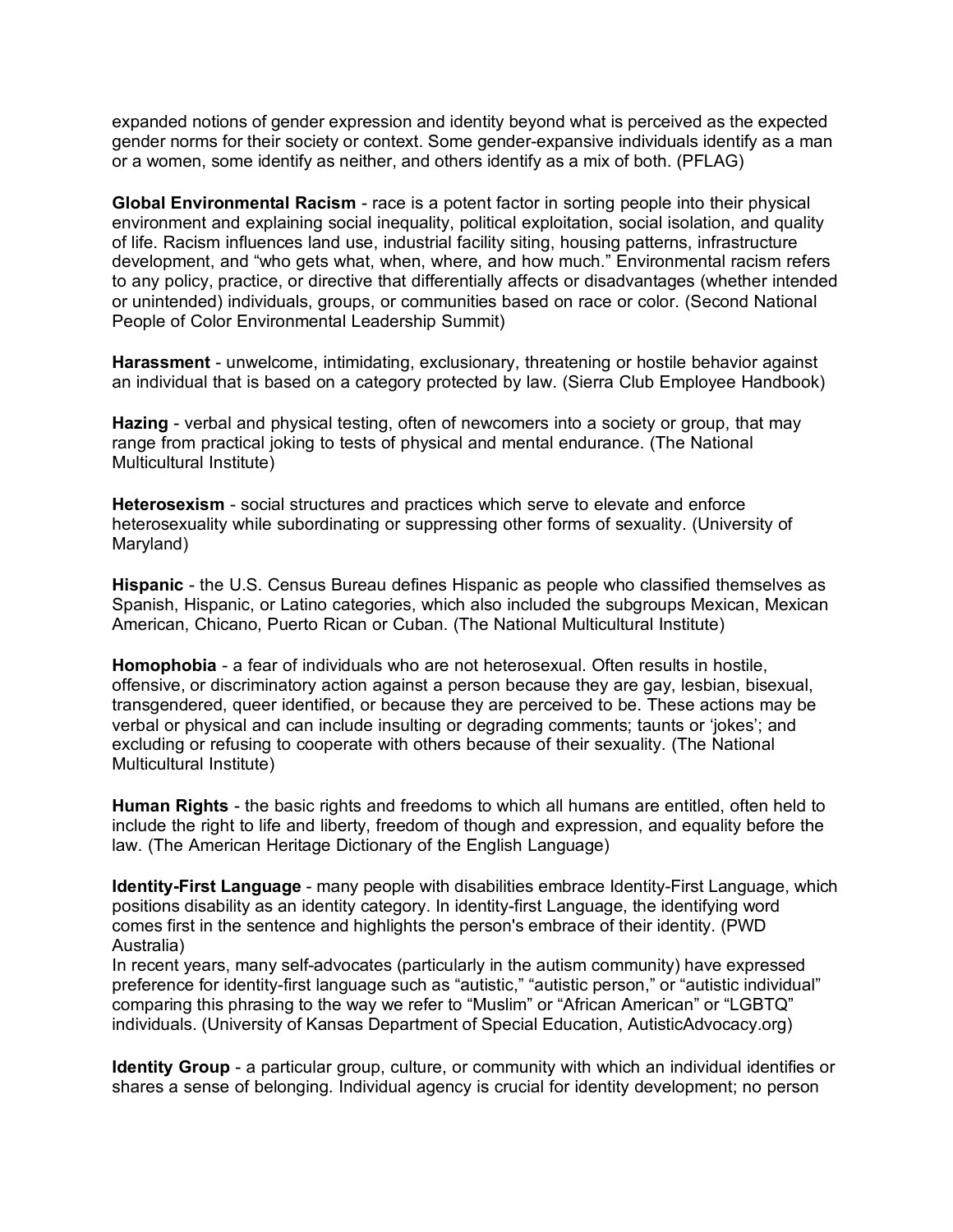expanded notions of gender expression and identity beyond what is perceived as the expected gender norms for their society or context. Some gender-expansive individuals identify as a man or a women, some identify as neither, and others identify as a mix of both. (PFLAG)

**Global Environmental Racism** - race is a potent factor in sorting people into their physical environment and explaining social inequality, political exploitation, social isolation, and quality of life. Racism influences land use, industrial facility siting, housing patterns, infrastructure development, and "who gets what, when, where, and how much." Environmental racism refers to any policy, practice, or directive that differentially affects or disadvantages (whether intended or unintended) individuals, groups, or communities based on race or color. (Second National People of Color Environmental Leadership Summit)

**Harassment** - unwelcome, intimidating, exclusionary, threatening or hostile behavior against an individual that is based on a category protected by law. (Sierra Club Employee Handbook)

**Hazing** - verbal and physical testing, often of newcomers into a society or group, that may range from practical joking to tests of physical and mental endurance. (The National Multicultural Institute)

**Heterosexism** - social structures and practices which serve to elevate and enforce heterosexuality while subordinating or suppressing other forms of sexuality. (University of Maryland)

**Hispanic** - the U.S. Census Bureau defines Hispanic as people who classified themselves as Spanish, Hispanic, or Latino categories, which also included the subgroups Mexican, Mexican American, Chicano, Puerto Rican or Cuban. (The National Multicultural Institute)

**Homophobia** - a fear of individuals who are not heterosexual. Often results in hostile, offensive, or discriminatory action against a person because they are gay, lesbian, bisexual, transgendered, queer identified, or because they are perceived to be. These actions may be verbal or physical and can include insulting or degrading comments; taunts or 'jokes'; and excluding or refusing to cooperate with others because of their sexuality. (The National Multicultural Institute)

**Human Rights** - the basic rights and freedoms to which all humans are entitled, often held to include the right to life and liberty, freedom of though and expression, and equality before the law. (The American Heritage Dictionary of the English Language)

**Identity-First Language** - many people with disabilities embrace Identity-First Language, which positions disability as an identity category. In identity-first Language, the identifying word comes first in the sentence and highlights the person's embrace of their identity. (PWD Australia)
In recent years, many self-advocates (particularly in the autism community) have expressed preference for identity-first language such as "autistic," "autistic person," or "autistic individual" comparing this phrasing to the way we refer to "Muslim" or "African American" or "LGBTQ" individuals. (University of Kansas Department of Special Education, AutisticAdvocacy.org)

**Identity Group** - a particular group, culture, or community with which an individual identifies or shares a sense of belonging. Individual agency is crucial for identity development; no person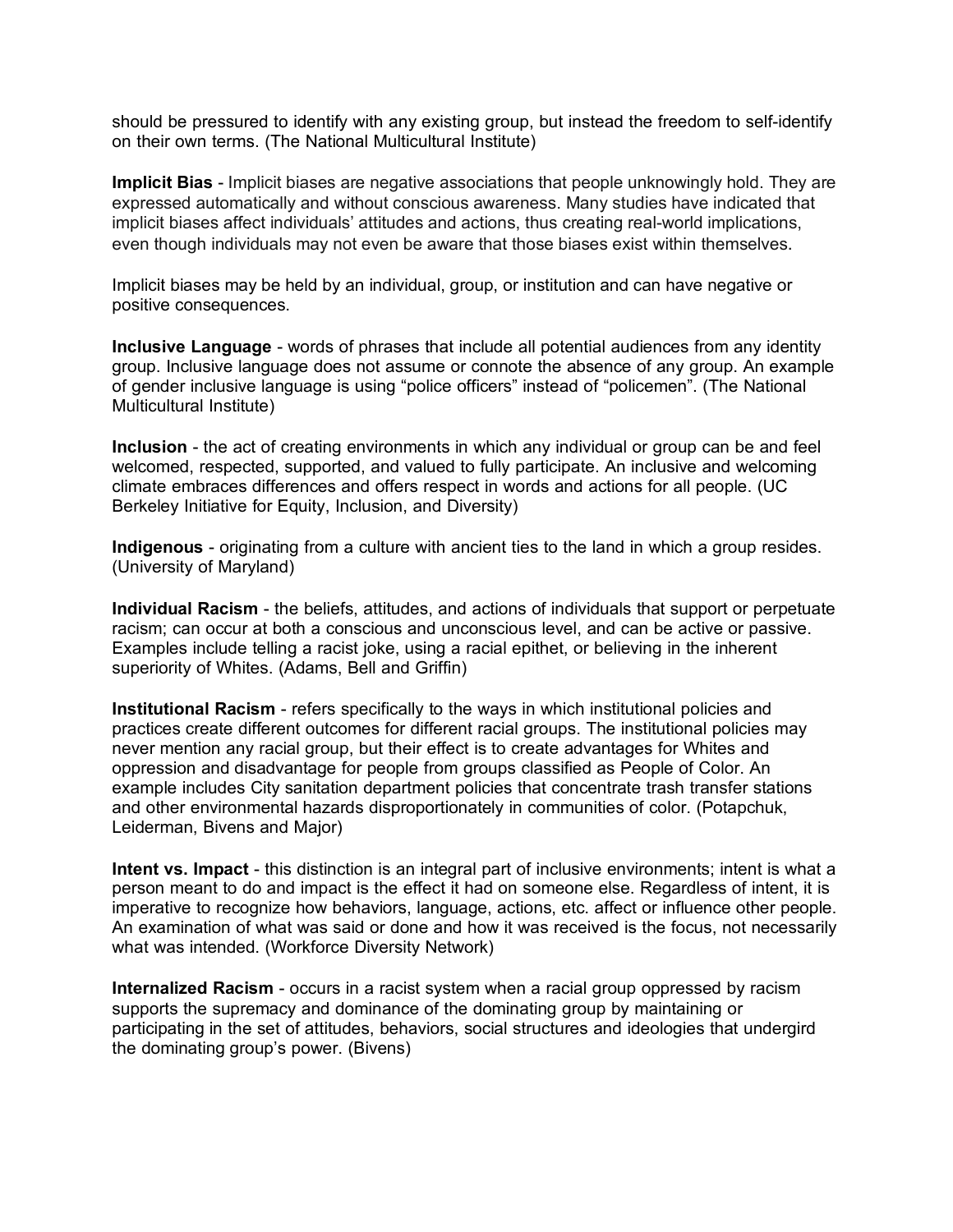should be pressured to identify with any existing group, but instead the freedom to self-identify on their own terms. (The National Multicultural Institute)

**Implicit Bias** - Implicit biases are negative associations that people unknowingly hold. They are expressed automatically and without conscious awareness. Many studies have indicated that implicit biases affect individuals' attitudes and actions, thus creating real-world implications, even though individuals may not even be aware that those biases exist within themselves.

Implicit biases may be held by an individual, group, or institution and can have negative or positive consequences.

**Inclusive Language** - words of phrases that include all potential audiences from any identity group. Inclusive language does not assume or connote the absence of any group. An example of gender inclusive language is using "police officers" instead of "policemen". (The National Multicultural Institute)

**Inclusion** - the act of creating environments in which any individual or group can be and feel welcomed, respected, supported, and valued to fully participate. An inclusive and welcoming climate embraces differences and offers respect in words and actions for all people. (UC Berkeley Initiative for Equity, Inclusion, and Diversity)

**Indigenous** - originating from a culture with ancient ties to the land in which a group resides. (University of Maryland)

**Individual Racism** - the beliefs, attitudes, and actions of individuals that support or perpetuate racism; can occur at both a conscious and unconscious level, and can be active or passive. Examples include telling a racist joke, using a racial epithet, or believing in the inherent superiority of Whites. (Adams, Bell and Griffin)

**Institutional Racism** - refers specifically to the ways in which institutional policies and practices create different outcomes for different racial groups. The institutional policies may never mention any racial group, but their effect is to create advantages for Whites and oppression and disadvantage for people from groups classified as People of Color. An example includes City sanitation department policies that concentrate trash transfer stations and other environmental hazards disproportionately in communities of color. (Potapchuk, Leiderman, Bivens and Major)

**Intent vs. Impact** - this distinction is an integral part of inclusive environments; intent is what a person meant to do and impact is the effect it had on someone else. Regardless of intent, it is imperative to recognize how behaviors, language, actions, etc. affect or influence other people. An examination of what was said or done and how it was received is the focus, not necessarily what was intended. (Workforce Diversity Network)

**Internalized Racism** - occurs in a racist system when a racial group oppressed by racism supports the supremacy and dominance of the dominating group by maintaining or participating in the set of attitudes, behaviors, social structures and ideologies that undergird the dominating group's power. (Bivens)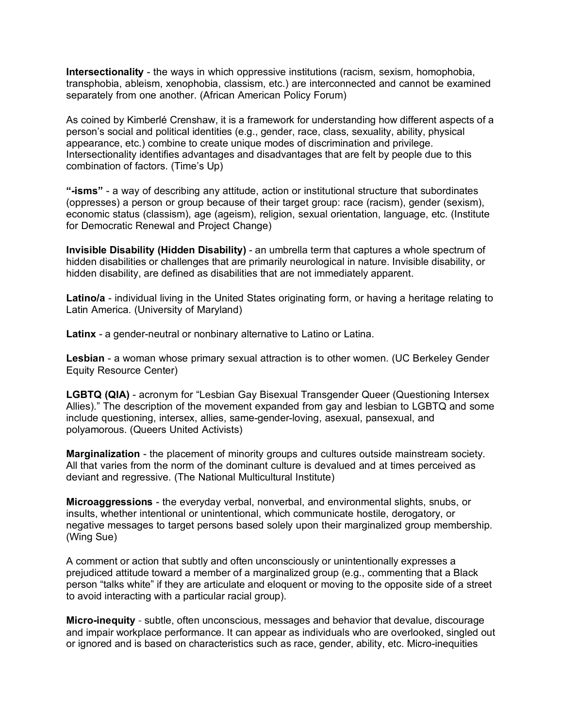**Intersectionality** - the ways in which oppressive institutions (racism, sexism, homophobia, transphobia, ableism, xenophobia, classism, etc.) are interconnected and cannot be examined separately from one another. (African American Policy Forum)

As coined by Kimberlé Crenshaw, it is a framework for understanding how different aspects of a person's social and political identities (e.g., gender, race, class, sexuality, ability, physical appearance, etc.) combine to create unique modes of discrimination and privilege. Intersectionality identifies advantages and disadvantages that are felt by people due to this combination of factors. (Time's Up)

**"-isms"** - a way of describing any attitude, action or institutional structure that subordinates (oppresses) a person or group because of their target group: race (racism), gender (sexism), economic status (classism), age (ageism), religion, sexual orientation, language, etc. (Institute for Democratic Renewal and Project Change)

**Invisible Disability (Hidden Disability)** - an umbrella term that captures a whole spectrum of hidden disabilities or challenges that are primarily neurological in nature. Invisible disability, or hidden disability, are defined as disabilities that are not immediately apparent.

**Latino/a** - individual living in the United States originating form, or having a heritage relating to Latin America. (University of Maryland)

**Latinx** - a gender-neutral or nonbinary alternative to Latino or Latina.

**Lesbian** - a woman whose primary sexual attraction is to other women. (UC Berkeley Gender Equity Resource Center)

**LGBTQ (QIA)** - acronym for "Lesbian Gay Bisexual Transgender Queer (Questioning Intersex Allies)." The description of the movement expanded from gay and lesbian to LGBTQ and some include questioning, intersex, allies, same-gender-loving, asexual, pansexual, and polyamorous. (Queers United Activists)

**Marginalization** - the placement of minority groups and cultures outside mainstream society. All that varies from the norm of the dominant culture is devalued and at times perceived as deviant and regressive. (The National Multicultural Institute)

**Microaggressions** - the everyday verbal, nonverbal, and environmental slights, snubs, or insults, whether intentional or unintentional, which communicate hostile, derogatory, or negative messages to target persons based solely upon their marginalized group membership. (Wing Sue)

A comment or action that subtly and often unconsciously or unintentionally expresses a prejudiced attitude toward a member of a marginalized group (e.g., commenting that a Black person "talks white" if they are articulate and eloquent or moving to the opposite side of a street to avoid interacting with a particular racial group).

**Micro-inequity** - subtle, often unconscious, messages and behavior that devalue, discourage and impair workplace performance. It can appear as individuals who are overlooked, singled out or ignored and is based on characteristics such as race, gender, ability, etc. Micro-inequities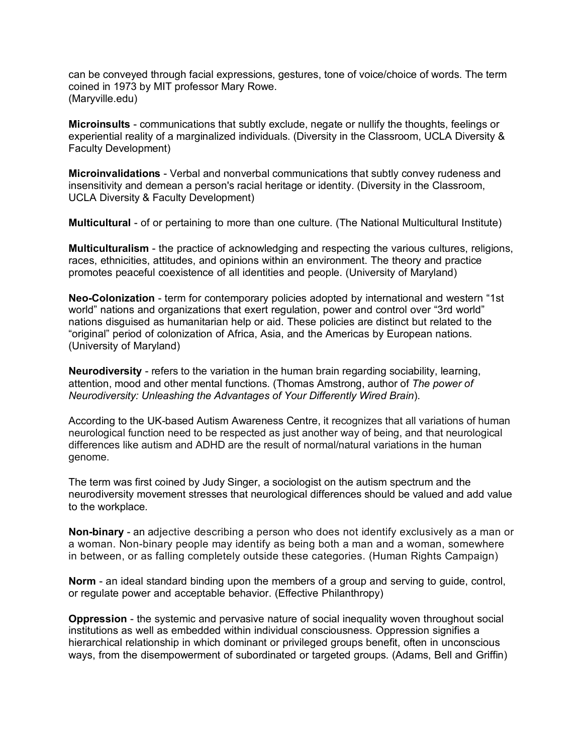can be conveyed through facial expressions, gestures, tone of voice/choice of words. The term coined in 1973 by MIT professor Mary Rowe.
(Maryville.edu)

**Microinsults** - communications that subtly exclude, negate or nullify the thoughts, feelings or experiential reality of a marginalized individuals. (Diversity in the Classroom, UCLA Diversity & Faculty Development)

**Microinvalidations** - Verbal and nonverbal communications that subtly convey rudeness and insensitivity and demean a person's racial heritage or identity. (Diversity in the Classroom, UCLA Diversity & Faculty Development)

**Multicultural** - of or pertaining to more than one culture. (The National Multicultural Institute)

**Multiculturalism** - the practice of acknowledging and respecting the various cultures, religions, races, ethnicities, attitudes, and opinions within an environment. The theory and practice promotes peaceful coexistence of all identities and people. (University of Maryland)

**Neo-Colonization** - term for contemporary policies adopted by international and western "1st world" nations and organizations that exert regulation, power and control over "3rd world" nations disguised as humanitarian help or aid. These policies are distinct but related to the "original" period of colonization of Africa, Asia, and the Americas by European nations. (University of Maryland)

**Neurodiversity** - refers to the variation in the human brain regarding sociability, learning, attention, mood and other mental functions. (Thomas Amstrong, author of *The power of Neurodiversity: Unleashing the Advantages of Your Differently Wired Brain*).

According to the UK-based Autism Awareness Centre, it recognizes that all variations of human neurological function need to be respected as just another way of being, and that neurological differences like autism and ADHD are the result of normal/natural variations in the human genome.

The term was first coined by Judy Singer, a sociologist on the autism spectrum and the neurodiversity movement stresses that neurological differences should be valued and add value to the workplace.

**Non-binary** - an adjective describing a person who does not identify exclusively as a man or a woman. Non-binary people may identify as being both a man and a woman, somewhere in between, or as falling completely outside these categories. (Human Rights Campaign)

**Norm** - an ideal standard binding upon the members of a group and serving to guide, control, or regulate power and acceptable behavior. (Effective Philanthropy)

**Oppression** - the systemic and pervasive nature of social inequality woven throughout social institutions as well as embedded within individual consciousness. Oppression signifies a hierarchical relationship in which dominant or privileged groups benefit, often in unconscious ways, from the disempowerment of subordinated or targeted groups. (Adams, Bell and Griffin)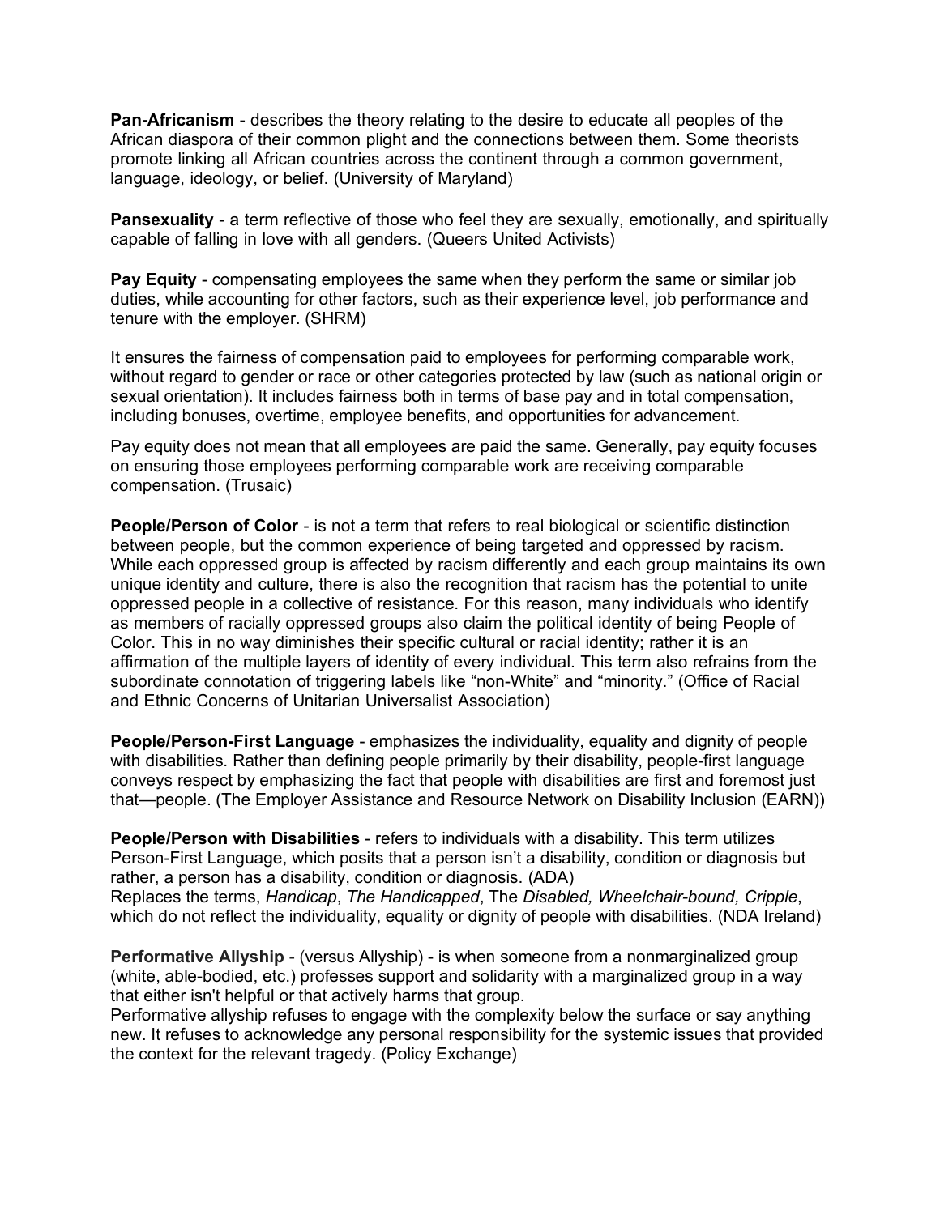**Pan-Africanism** - describes the theory relating to the desire to educate all peoples of the African diaspora of their common plight and the connections between them. Some theorists promote linking all African countries across the continent through a common government, language, ideology, or belief. (University of Maryland)

**Pansexuality** - a term reflective of those who feel they are sexually, emotionally, and spiritually capable of falling in love with all genders. (Queers United Activists)

**Pay Equity** - compensating employees the same when they perform the same or similar job duties, while accounting for other factors, such as their experience level, job performance and tenure with the employer. (SHRM)

It ensures the fairness of compensation paid to employees for performing comparable work, without regard to gender or race or other categories protected by law (such as national origin or sexual orientation). It includes fairness both in terms of base pay and in total compensation, including bonuses, overtime, employee benefits, and opportunities for advancement.

Pay equity does not mean that all employees are paid the same. Generally, pay equity focuses on ensuring those employees performing comparable work are receiving comparable compensation. (Trusaic)

**People/Person of Color** - is not a term that refers to real biological or scientific distinction between people, but the common experience of being targeted and oppressed by racism. While each oppressed group is affected by racism differently and each group maintains its own unique identity and culture, there is also the recognition that racism has the potential to unite oppressed people in a collective of resistance. For this reason, many individuals who identify as members of racially oppressed groups also claim the political identity of being People of Color. This in no way diminishes their specific cultural or racial identity; rather it is an affirmation of the multiple layers of identity of every individual. This term also refrains from the subordinate connotation of triggering labels like "non-White" and "minority." (Office of Racial and Ethnic Concerns of Unitarian Universalist Association)

**People/Person-First Language** - emphasizes the individuality, equality and dignity of people with disabilities. Rather than defining people primarily by their disability, people-first language conveys respect by emphasizing the fact that people with disabilities are first and foremost just that—people. (The Employer Assistance and Resource Network on Disability Inclusion (EARN))

**People/Person with Disabilities** - refers to individuals with a disability. This term utilizes Person-First Language, which posits that a person isn't a disability, condition or diagnosis but rather, a person has a disability, condition or diagnosis. (ADA)
Replaces the terms, *Handicap*, *The Handicapped*, The *Disabled, Wheelchair-bound, Cripple*, which do not reflect the individuality, equality or dignity of people with disabilities. (NDA Ireland)

**Performative Allyship** - (versus Allyship) - is when someone from a nonmarginalized group (white, able-bodied, etc.) professes support and solidarity with a marginalized group in a way that either isn't helpful or that actively harms that group.
Performative allyship refuses to engage with the complexity below the surface or say anything new. It refuses to acknowledge any personal responsibility for the systemic issues that provided the context for the relevant tragedy. (Policy Exchange)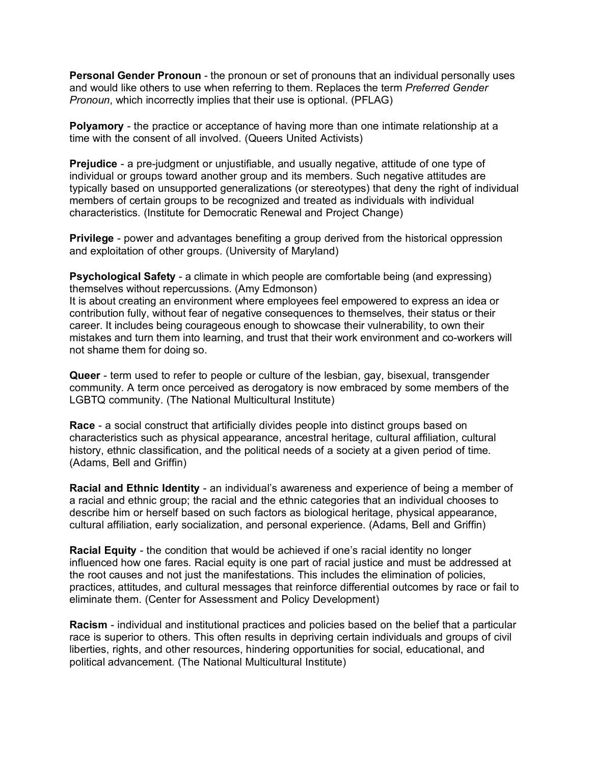**Personal Gender Pronoun** - the pronoun or set of pronouns that an individual personally uses and would like others to use when referring to them. Replaces the term *Preferred Gender Pronoun*, which incorrectly implies that their use is optional. (PFLAG)

**Polyamory** - the practice or acceptance of having more than one intimate relationship at a time with the consent of all involved. (Queers United Activists)

**Prejudice** - a pre-judgment or unjustifiable, and usually negative, attitude of one type of individual or groups toward another group and its members. Such negative attitudes are typically based on unsupported generalizations (or stereotypes) that deny the right of individual members of certain groups to be recognized and treated as individuals with individual characteristics. (Institute for Democratic Renewal and Project Change)

**Privilege** - power and advantages benefiting a group derived from the historical oppression and exploitation of other groups. (University of Maryland)

**Psychological Safety** - a climate in which people are comfortable being (and expressing) themselves without repercussions. (Amy Edmonson)
It is about creating an environment where employees feel empowered to express an idea or contribution fully, without fear of negative consequences to themselves, their status or their career. It includes being courageous enough to showcase their vulnerability, to own their mistakes and turn them into learning, and trust that their work environment and co-workers will not shame them for doing so.

**Queer** - term used to refer to people or culture of the lesbian, gay, bisexual, transgender community. A term once perceived as derogatory is now embraced by some members of the LGBTQ community. (The National Multicultural Institute)

**Race** - a social construct that artificially divides people into distinct groups based on characteristics such as physical appearance, ancestral heritage, cultural affiliation, cultural history, ethnic classification, and the political needs of a society at a given period of time. (Adams, Bell and Griffin)

**Racial and Ethnic Identity** - an individual's awareness and experience of being a member of a racial and ethnic group; the racial and the ethnic categories that an individual chooses to describe him or herself based on such factors as biological heritage, physical appearance, cultural affiliation, early socialization, and personal experience. (Adams, Bell and Griffin)

**Racial Equity** - the condition that would be achieved if one's racial identity no longer influenced how one fares. Racial equity is one part of racial justice and must be addressed at the root causes and not just the manifestations. This includes the elimination of policies, practices, attitudes, and cultural messages that reinforce differential outcomes by race or fail to eliminate them. (Center for Assessment and Policy Development)

**Racism** - individual and institutional practices and policies based on the belief that a particular race is superior to others. This often results in depriving certain individuals and groups of civil liberties, rights, and other resources, hindering opportunities for social, educational, and political advancement. (The National Multicultural Institute)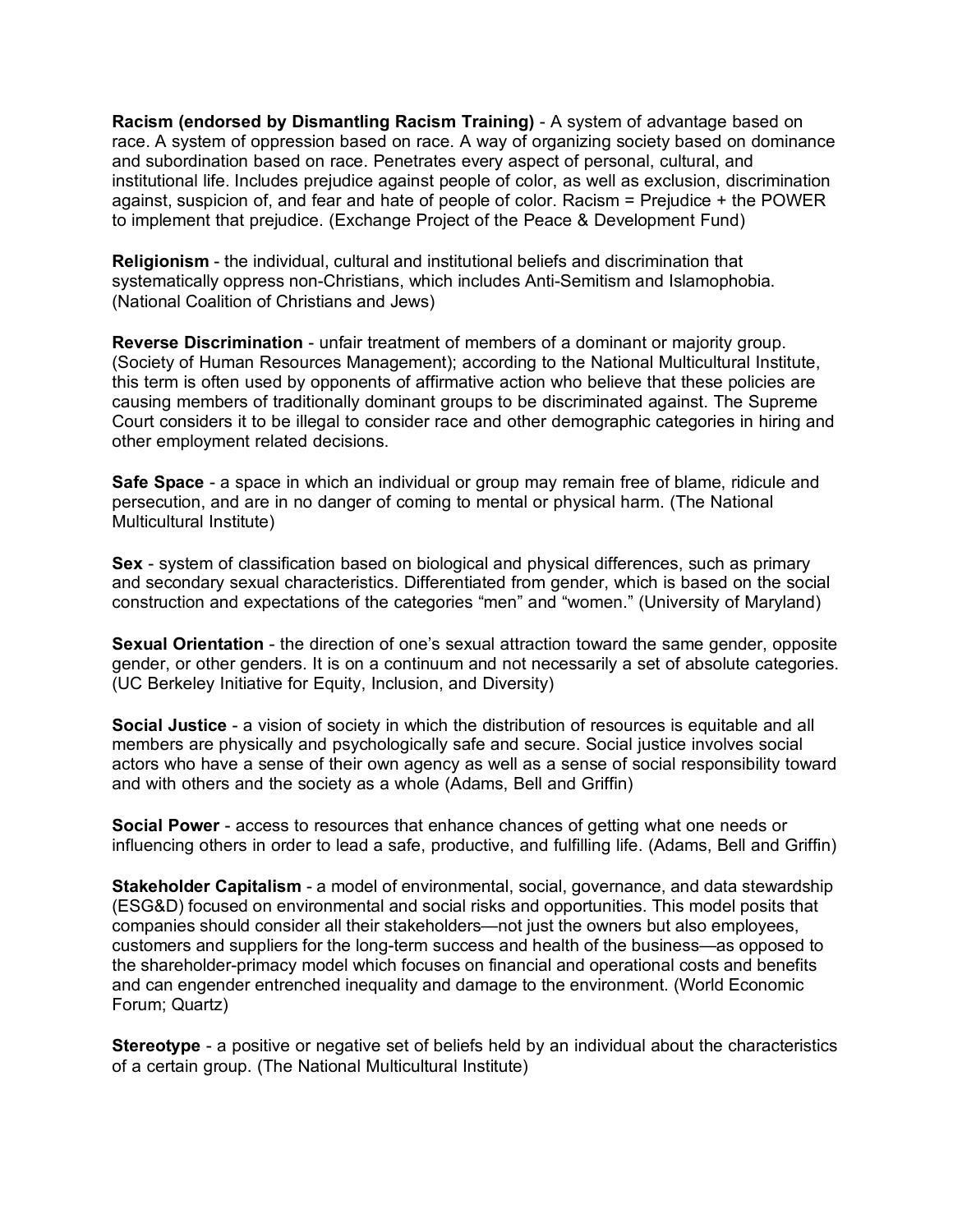**Racism (endorsed by Dismantling Racism Training)** - A system of advantage based on race. A system of oppression based on race. A way of organizing society based on dominance and subordination based on race. Penetrates every aspect of personal, cultural, and institutional life. Includes prejudice against people of color, as well as exclusion, discrimination against, suspicion of, and fear and hate of people of color. Racism = Prejudice + the POWER to implement that prejudice. (Exchange Project of the Peace & Development Fund)

**Religionism** - the individual, cultural and institutional beliefs and discrimination that systematically oppress non-Christians, which includes Anti-Semitism and Islamophobia. (National Coalition of Christians and Jews)

**Reverse Discrimination** - unfair treatment of members of a dominant or majority group. (Society of Human Resources Management); according to the National Multicultural Institute, this term is often used by opponents of affirmative action who believe that these policies are causing members of traditionally dominant groups to be discriminated against. The Supreme Court considers it to be illegal to consider race and other demographic categories in hiring and other employment related decisions.

**Safe Space** - a space in which an individual or group may remain free of blame, ridicule and persecution, and are in no danger of coming to mental or physical harm. (The National Multicultural Institute)

**Sex** - system of classification based on biological and physical differences, such as primary and secondary sexual characteristics. Differentiated from gender, which is based on the social construction and expectations of the categories “men” and “women.” (University of Maryland)

**Sexual Orientation** - the direction of one’s sexual attraction toward the same gender, opposite gender, or other genders. It is on a continuum and not necessarily a set of absolute categories. (UC Berkeley Initiative for Equity, Inclusion, and Diversity)

**Social Justice** - a vision of society in which the distribution of resources is equitable and all members are physically and psychologically safe and secure. Social justice involves social actors who have a sense of their own agency as well as a sense of social responsibility toward and with others and the society as a whole (Adams, Bell and Griffin)

**Social Power** - access to resources that enhance chances of getting what one needs or influencing others in order to lead a safe, productive, and fulfilling life. (Adams, Bell and Griffin)

**Stakeholder Capitalism** - a model of environmental, social, governance, and data stewardship (ESG&D) focused on environmental and social risks and opportunities. This model posits that companies should consider all their stakeholders—not just the owners but also employees, customers and suppliers for the long-term success and health of the business—as opposed to the shareholder-primacy model which focuses on financial and operational costs and benefits and can engender entrenched inequality and damage to the environment. (World Economic Forum; Quartz)

**Stereotype** - a positive or negative set of beliefs held by an individual about the characteristics of a certain group. (The National Multicultural Institute)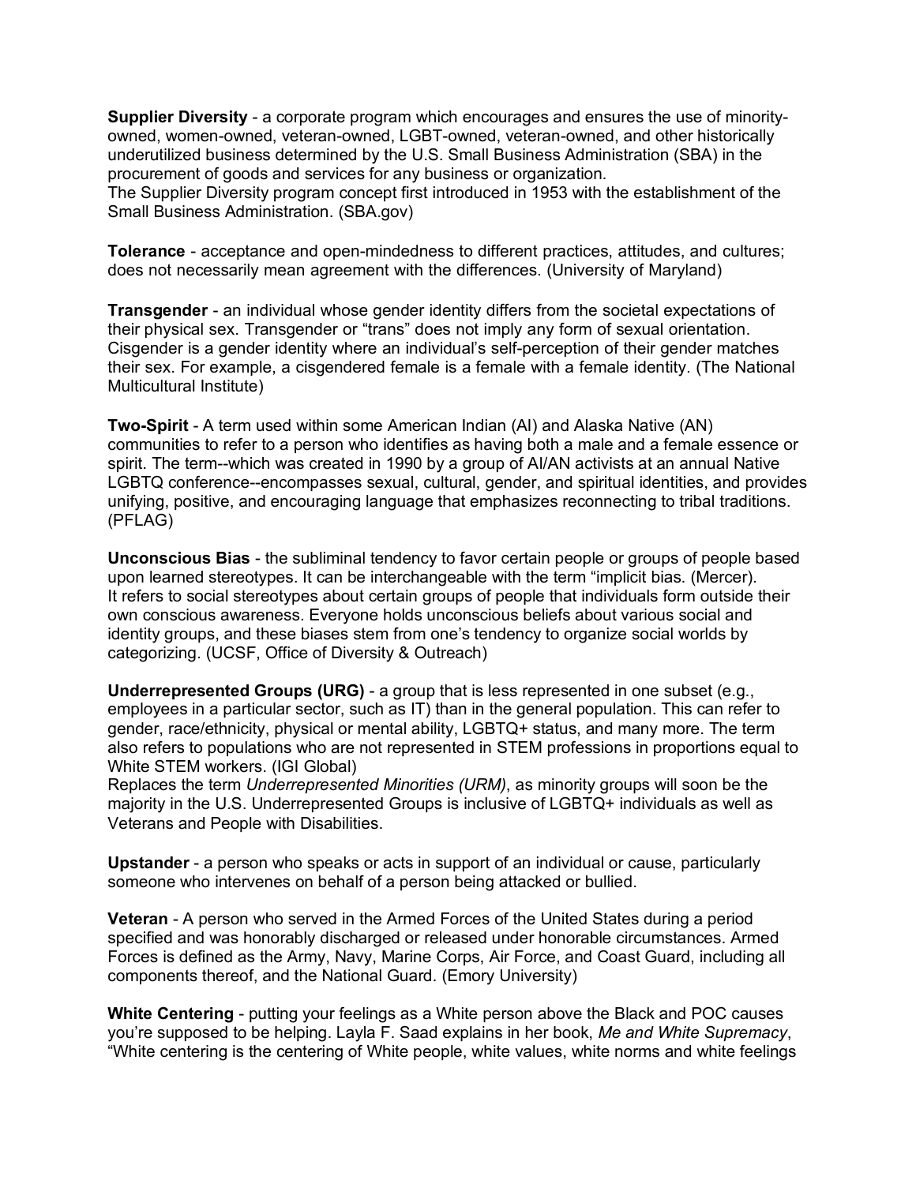**Supplier Diversity** - a corporate program which encourages and ensures the use of minority-owned, women-owned, veteran-owned, LGBT-owned, veteran-owned, and other historically underutilized business determined by the U.S. Small Business Administration (SBA) in the procurement of goods and services for any business or organization.
The Supplier Diversity program concept first introduced in 1953 with the establishment of the Small Business Administration. (SBA.gov)

**Tolerance** - acceptance and open-mindedness to different practices, attitudes, and cultures; does not necessarily mean agreement with the differences. (University of Maryland)

**Transgender** - an individual whose gender identity differs from the societal expectations of their physical sex. Transgender or "trans" does not imply any form of sexual orientation. Cisgender is a gender identity where an individual's self-perception of their gender matches their sex. For example, a cisgendered female is a female with a female identity. (The National Multicultural Institute)

**Two-Spirit** - A term used within some American Indian (AI) and Alaska Native (AN) communities to refer to a person who identifies as having both a male and a female essence or spirit. The term--which was created in 1990 by a group of AI/AN activists at an annual Native LGBTQ conference--encompasses sexual, cultural, gender, and spiritual identities, and provides unifying, positive, and encouraging language that emphasizes reconnecting to tribal traditions. (PFLAG)

**Unconscious Bias** - the subliminal tendency to favor certain people or groups of people based upon learned stereotypes. It can be interchangeable with the term "implicit bias. (Mercer).
It refers to social stereotypes about certain groups of people that individuals form outside their own conscious awareness. Everyone holds unconscious beliefs about various social and identity groups, and these biases stem from one's tendency to organize social worlds by categorizing. (UCSF, Office of Diversity & Outreach)

**Underrepresented Groups (URG)** - a group that is less represented in one subset (e.g., employees in a particular sector, such as IT) than in the general population. This can refer to gender, race/ethnicity, physical or mental ability, LGBTQ+ status, and many more. The term also refers to populations who are not represented in STEM professions in proportions equal to White STEM workers. (IGI Global)
Replaces the term *Underrepresented Minorities (URM)*, as minority groups will soon be the majority in the U.S. Underrepresented Groups is inclusive of LGBTQ+ individuals as well as Veterans and People with Disabilities.

**Upstander** - a person who speaks or acts in support of an individual or cause, particularly someone who intervenes on behalf of a person being attacked or bullied.

**Veteran** - A person who served in the Armed Forces of the United States during a period specified and was honorably discharged or released under honorable circumstances. Armed Forces is defined as the Army, Navy, Marine Corps, Air Force, and Coast Guard, including all components thereof, and the National Guard. (Emory University)

**White Centering** - putting your feelings as a White person above the Black and POC causes you're supposed to be helping. Layla F. Saad explains in her book, *Me and White Supremacy*, "White centering is the centering of White people, white values, white norms and white feelings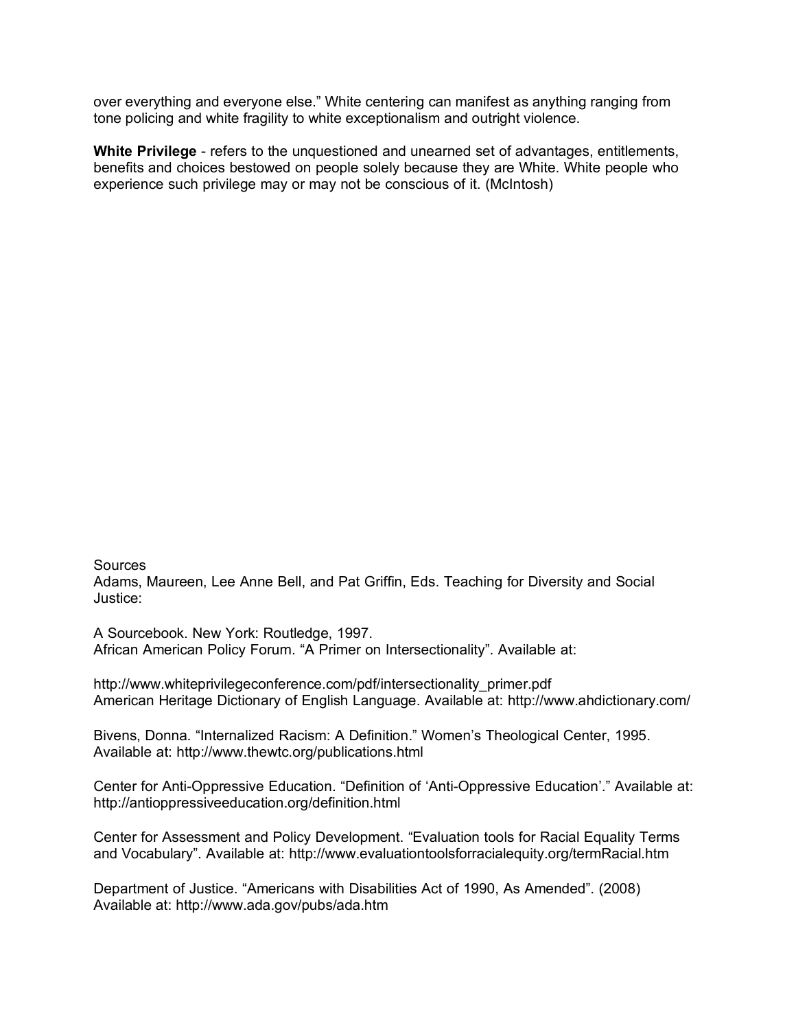over everything and everyone else." White centering can manifest as anything ranging from tone policing and white fragility to white exceptionalism and outright violence.

**White Privilege** - refers to the unquestioned and unearned set of advantages, entitlements, benefits and choices bestowed on people solely because they are White. White people who experience such privilege may or may not be conscious of it. (McIntosh)

Sources

Adams, Maureen, Lee Anne Bell, and Pat Griffin, Eds. Teaching for Diversity and Social Justice:

A Sourcebook. New York: Routledge, 1997.
African American Policy Forum. "A Primer on Intersectionality". Available at:

http://www.whiteprivilegeconference.com/pdf/intersectionality_primer.pdf
American Heritage Dictionary of English Language. Available at: http://www.ahdictionary.com/

Bivens, Donna. "Internalized Racism: A Definition." Women's Theological Center, 1995. Available at: http://www.thewtc.org/publications.html

Center for Anti-Oppressive Education. "Definition of 'Anti-Oppressive Education'." Available at: http://antioppressiveeducation.org/definition.html

Center for Assessment and Policy Development. "Evaluation tools for Racial Equality Terms and Vocabulary". Available at: http://www.evaluationtoolsforracialequity.org/termRacial.htm

Department of Justice. "Americans with Disabilities Act of 1990, As Amended". (2008) Available at: http://www.ada.gov/pubs/ada.htm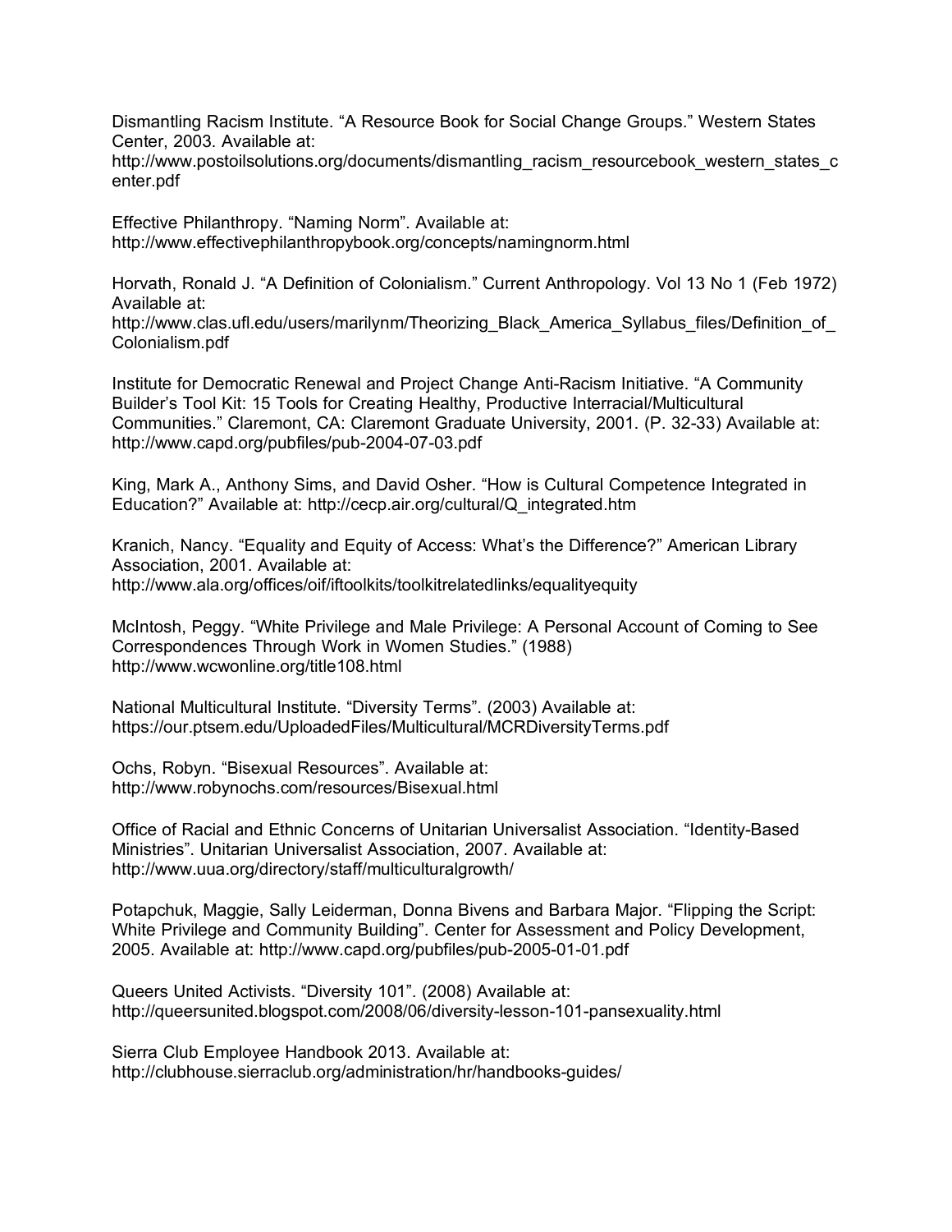Dismantling Racism Institute. “A Resource Book for Social Change Groups.” Western States Center, 2003. Available at: http://www.postoilsolutions.org/documents/dismantling_racism_resourcebook_western_states_center.pdf

Effective Philanthropy. “Naming Norm”. Available at: http://www.effectivephilanthropybook.org/concepts/namingnorm.html

Horvath, Ronald J. “A Definition of Colonialism.” Current Anthropology. Vol 13 No 1 (Feb 1972) Available at: http://www.clas.ufl.edu/users/marilynm/Theorizing_Black_America_Syllabus_files/Definition_of_Colonialism.pdf

Institute for Democratic Renewal and Project Change Anti-Racism Initiative. “A Community Builder’s Tool Kit: 15 Tools for Creating Healthy, Productive Interracial/Multicultural Communities.” Claremont, CA: Claremont Graduate University, 2001. (P. 32-33) Available at: http://www.capd.org/pubfiles/pub-2004-07-03.pdf

King, Mark A., Anthony Sims, and David Osher. “How is Cultural Competence Integrated in Education?” Available at: http://cecp.air.org/cultural/Q_integrated.htm

Kranich, Nancy. “Equality and Equity of Access: What’s the Difference?” American Library Association, 2001. Available at: http://www.ala.org/offices/oif/iftoolkits/toolkitrelatedlinks/equalityequity

McIntosh, Peggy. “White Privilege and Male Privilege: A Personal Account of Coming to See Correspondences Through Work in Women Studies.” (1988) http://www.wcwonline.org/title108.html

National Multicultural Institute. “Diversity Terms”. (2003) Available at: https://our.ptsem.edu/UploadedFiles/Multicultural/MCRDiversityTerms.pdf

Ochs, Robyn. “Bisexual Resources”. Available at: http://www.robynochs.com/resources/Bisexual.html

Office of Racial and Ethnic Concerns of Unitarian Universalist Association. “Identity-Based Ministries”. Unitarian Universalist Association, 2007. Available at: http://www.uua.org/directory/staff/multiculturalgrowth/

Potapchuk, Maggie, Sally Leiderman, Donna Bivens and Barbara Major. “Flipping the Script: White Privilege and Community Building”. Center for Assessment and Policy Development, 2005. Available at: http://www.capd.org/pubfiles/pub-2005-01-01.pdf

Queers United Activists. “Diversity 101”. (2008) Available at: http://queersunited.blogspot.com/2008/06/diversity-lesson-101-pansexuality.html

Sierra Club Employee Handbook 2013. Available at: http://clubhouse.sierraclub.org/administration/hr/handbooks-guides/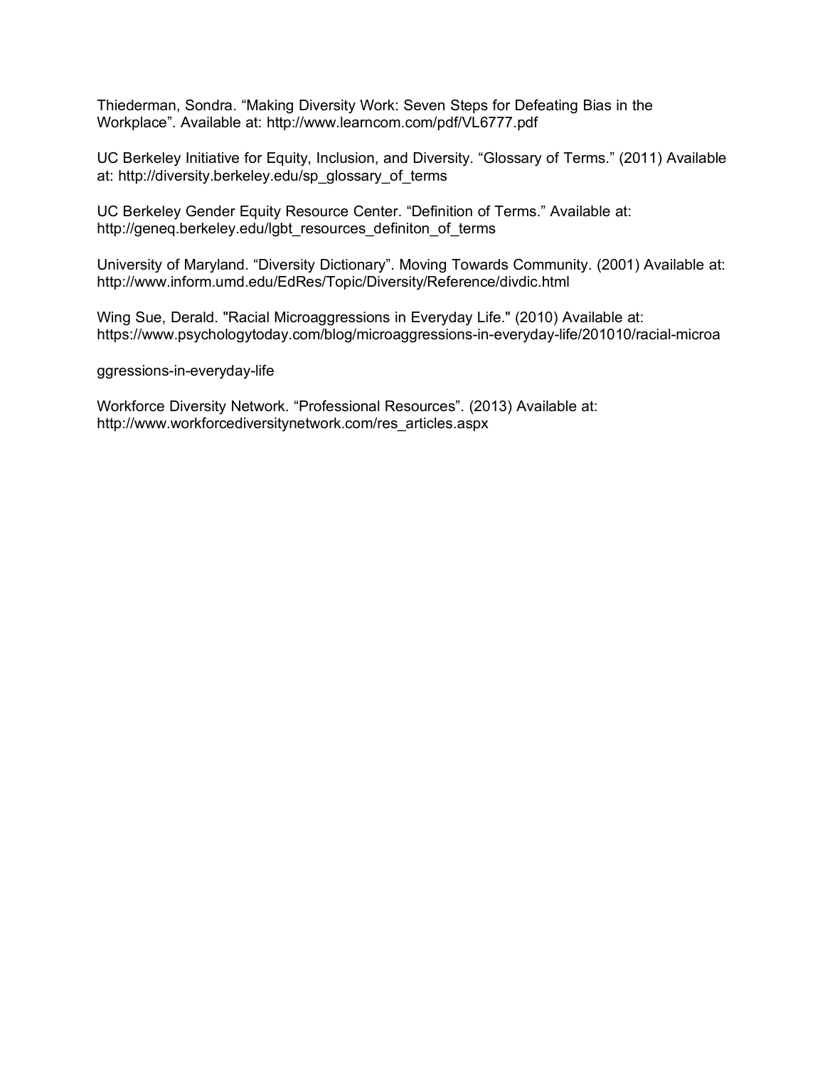Thiederman, Sondra. “Making Diversity Work: Seven Steps for Defeating Bias in the Workplace”. Available at: http://www.learncom.com/pdf/VL6777.pdf

UC Berkeley Initiative for Equity, Inclusion, and Diversity. “Glossary of Terms.” (2011) Available at: http://diversity.berkeley.edu/sp_glossary_of_terms

UC Berkeley Gender Equity Resource Center. “Definition of Terms.” Available at: http://geneq.berkeley.edu/lgbt_resources_definiton_of_terms

University of Maryland. “Diversity Dictionary”. Moving Towards Community. (2001) Available at: http://www.inform.umd.edu/EdRes/Topic/Diversity/Reference/divdic.html

Wing Sue, Derald. "Racial Microaggressions in Everyday Life." (2010) Available at: https://www.psychologytoday.com/blog/microaggressions-in-everyday-life/201010/racial-microa

ggressions-in-everyday-life

Workforce Diversity Network. “Professional Resources”. (2013) Available at: http://www.workforcediversitynetwork.com/res_articles.aspx